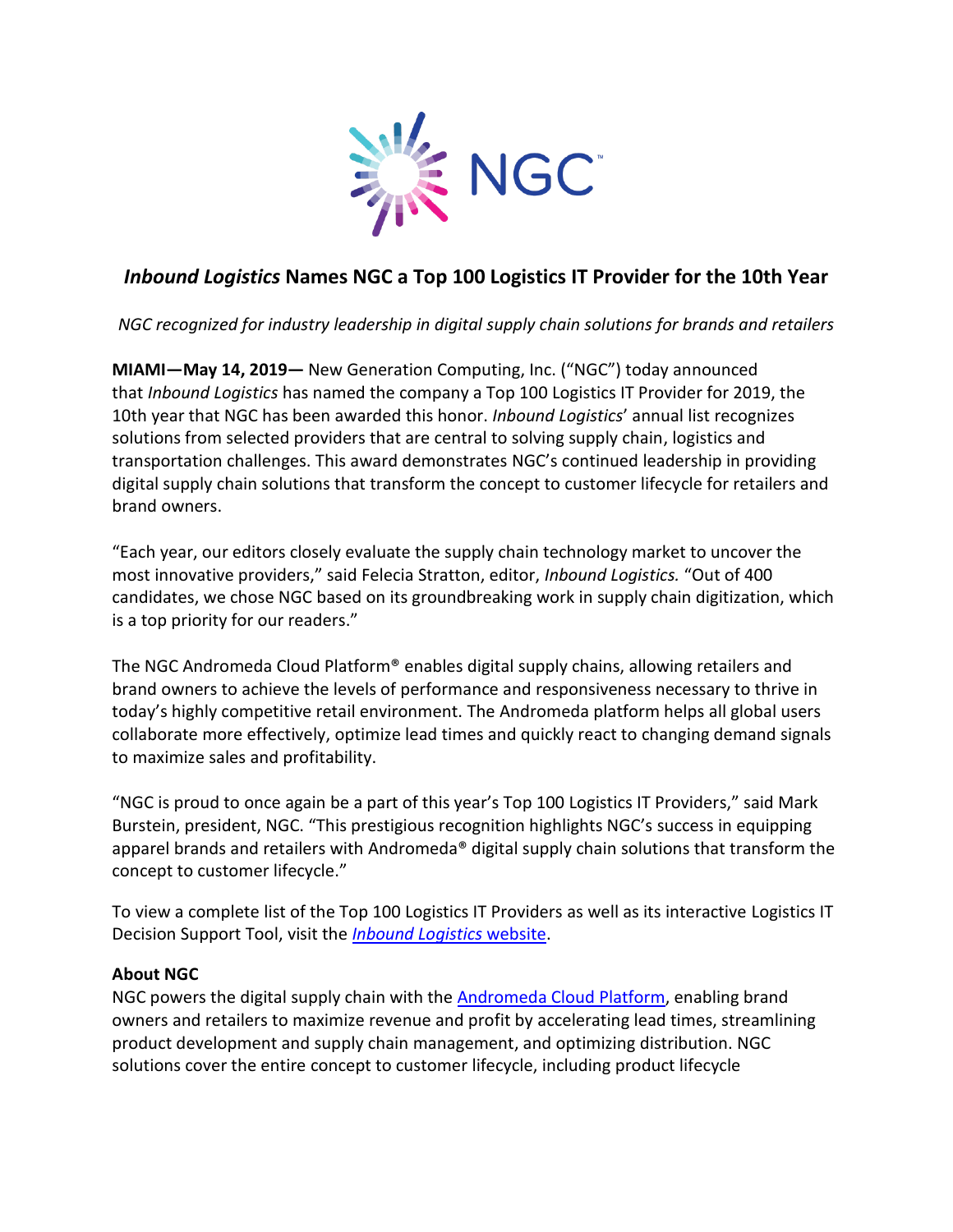# *Inbound Logistics* Names NGC a Top 100 Logistics IT Provider for the 10th Year

*NGC recognized for industry leadership in digital supply chain solutions for brands and retailers*

**MIAMI—May 14, 2019—** New Generation Computing, Inc. ("NGC") today announced that *Inbound Logistics* has named the company a Top 100 Logistics IT Provider for 2019, the 10th year that NGC has been awarded this honor. *Inbound Logistics*' annual list recognizes solutions from selected providers that are central to solving supply chain, logistics and transportation challenges. This award demonstrates NGC's continued leadership in providing digital supply chain solutions that transform the concept to customer lifecycle for retailers and brand owners.

"Each year, our editors closely evaluate the supply chain technology market to uncover the most innovative providers," said Felecia Stratton, editor, *Inbound Logistics.* "Out of 400 candidates, we chose NGC based on its groundbreaking work in supply chain digitization, which is a top priority for our readers."

The NGC Andromeda Cloud Platform® enables digital supply chains, allowing retailers and brand owners to achieve the levels of performance and responsiveness necessary to thrive in today's highly competitive retail environment. The Andromeda platform helps all global users collaborate more effectively, optimize lead times and quickly react to changing demand signals to maximize sales and profitability.

"NGC is proud to once again be a part of this year's Top 100 Logistics IT Providers," said Mark Burstein, president, NGC. "This prestigious recognition highlights NGC's success in equipping apparel brands and retailers with Andromeda® digital supply chain solutions that transform the concept to customer lifecycle."

To view a complete list of the Top 100 Logistics IT Providers as well as its interactive Logistics IT Decision Support Tool, visit the *Inbound Logistics* website.

**About NGC**

NGC powers the digital supply chain with the Andromeda Cloud Platform, enabling brand owners and retailers to maximize revenue and profit by accelerating lead times, streamlining product development and supply chain management, and optimizing distribution. NGC solutions cover the entire concept to customer lifecycle, including product lifecycle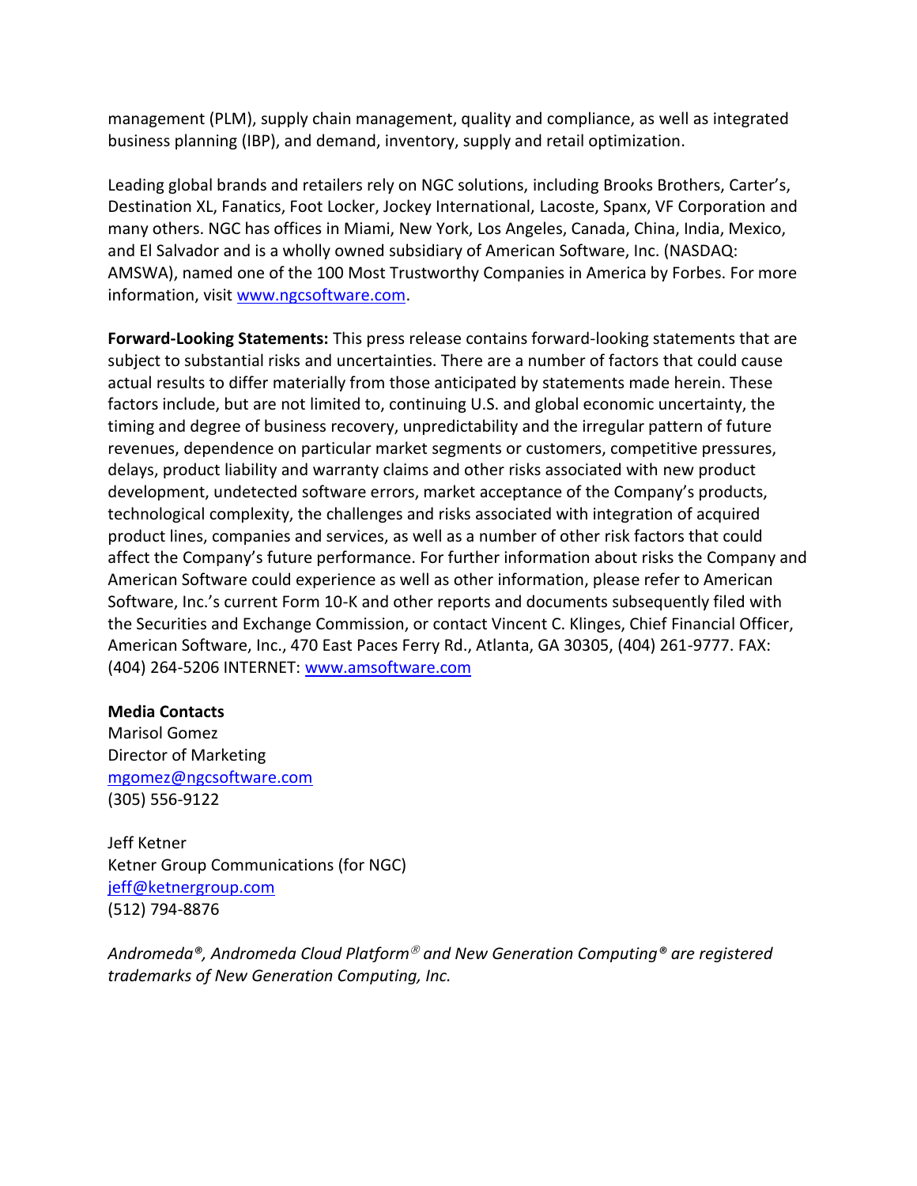management (PLM), supply chain management, quality and compliance, as well as integrated business planning (IBP), and demand, inventory, supply and retail optimization.

Leading global brands and retailers rely on NGC solutions, including Brooks Brothers, Carter's, Destination XL, Fanatics, Foot Locker, Jockey International, Lacoste, Spanx, VF Corporation and many others. NGC has offices in Miami, New York, Los Angeles, Canada, China, India, Mexico, and El Salvador and is a wholly owned subsidiary of American Software, Inc. (NASDAQ: AMSWA), named one of the 100 Most Trustworthy Companies in America by Forbes. For more information, visit www.ngcsoftware.com.

**Forward-Looking Statements:** This press release contains forward-looking statements that are subject to substantial risks and uncertainties. There are a number of factors that could cause actual results to differ materially from those anticipated by statements made herein. These factors include, but are not limited to, continuing U.S. and global economic uncertainty, the timing and degree of business recovery, unpredictability and the irregular pattern of future revenues, dependence on particular market segments or customers, competitive pressures, delays, product liability and warranty claims and other risks associated with new product development, undetected software errors, market acceptance of the Company's products, technological complexity, the challenges and risks associated with integration of acquired product lines, companies and services, as well as a number of other risk factors that could affect the Company's future performance. For further information about risks the Company and American Software could experience as well as other information, please refer to American Software, Inc.'s current Form 10-K and other reports and documents subsequently filed with the Securities and Exchange Commission, or contact Vincent C. Klinges, Chief Financial Officer, American Software, Inc., 470 East Paces Ferry Rd., Atlanta, GA 30305, (404) 261-9777. FAX: (404) 264-5206 INTERNET: www.amsoftware.com

**Media Contacts**
Marisol Gomez
Director of Marketing
mgomez@ngcsoftware.com
(305) 556-9122

Jeff Ketner
Ketner Group Communications (for NGC)
jeff@ketnergroup.com
(512) 794-8876

*Andromeda®, Andromeda Cloud Platform® and New Generation Computing® are registered trademarks of New Generation Computing, Inc.*